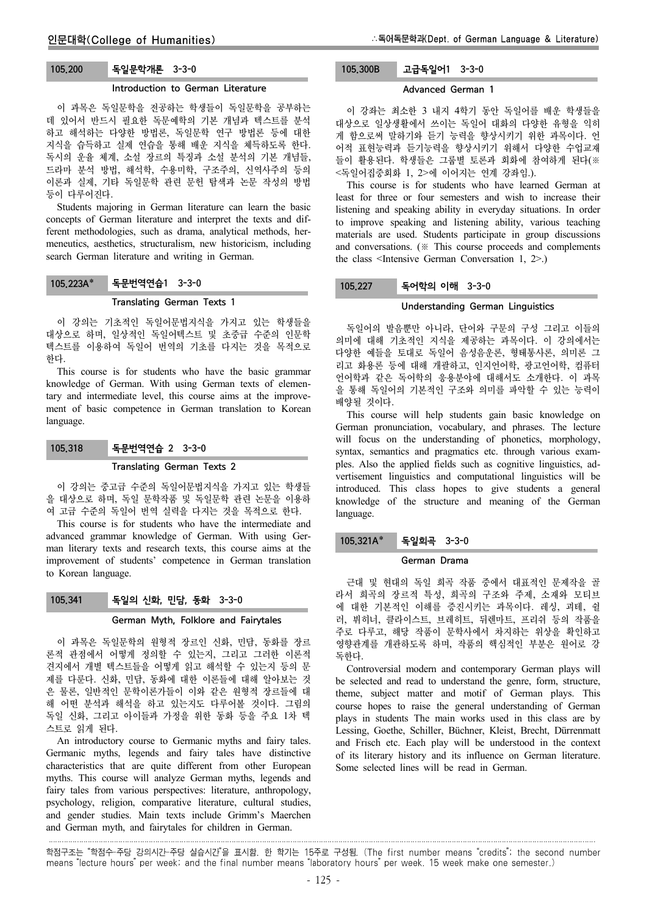### 105.200 독일문학개론 3-3-0

#### Introduction to German Literature

이 과목은 독일문학을 전공하는 학생들이 독일문학을 공부하는데 있어서 반드시 필요한 독문예학의 기본 개념과 텍스트를 분석하고 해석하는 다양한 방법론, 독일문학 연구 방법론 등에 대한 지식을 습득하고 실제 연습을 통해 배운 지식을 체득하도록 한다. 독시의 운율 체계, 소설 장르의 특징과 소설 분석의 기본 개념들, 드라마 분석 방법, 해석학, 수용미학, 구조주의, 신역사주의 등의 이론과 실제, 기타 독일문학 관련 문헌 탐색과 논문 작성의 방법 등이 다루어진다.

Students majoring in German literature can learn the basic concepts of German literature and interpret the texts and different methodologies, such as drama, analytical methods, hermeneutics, aesthetics, structuralism, new historicism, including search German literature and writing in German.

### 105.223A* 독문번역연습1 3-3-0

#### Translating German Texts 1

이 강의는 기초적인 독일어문법지식을 가지고 있는 학생들을 대상으로 하며, 일상적인 독일어텍스트 및 초중급 수준의 인문학 텍스트를 이용하여 독일어 번역의 기초를 다지는 것을 목적으로 한다.

This course is for students who have the basic grammar knowledge of German. With using German texts of elementary and intermediate level, this course aims at the improvement of basic competence in German translation to Korean language.

### 105.318 독문번역연습 2 3-3-0

#### Translating German Texts 2

이 강의는 중고급 수준의 독일어문법지식을 가지고 있는 학생들을 대상으로 하며, 독일 문학작품 및 독일문학 관련 논문을 이용하여 고급 수준의 독일어 번역 실력을 다지는 것을 목적으로 한다.

This course is for students who have the intermediate and advanced grammar knowledge of German. With using German literary texts and research texts, this course aims at the improvement of students' competence in German translation to Korean language.

### 105.341 독일의 신화, 민담, 동화 3-3-0

#### German Myth, Folklore and Fairytales

이 과목은 독일문학의 원형적 장르인 신화, 민담, 동화를 장르론적 관점에서 어떻게 정의할 수 있는지, 그리고 그러한 이론적 견지에서 개별 텍스트들을 어떻게 읽고 해석할 수 있는지 등의 문제를 다룬다. 신화, 민담, 동화에 대한 이론들에 대해 알아보는 것은 물론, 일반적인 문학이론가들이 이와 같은 원형적 장르들에 대해 어떤 분석과 해석을 하고 있는지도 다루어볼 것이다. 그림의 독일 신화, 그리고 아이들과 가정을 위한 동화 등을 주요 1차 텍스트로 읽게 된다.

An introductory course to Germanic myths and fairy tales. Germanic myths, legends and fairy tales have distinctive characteristics that are quite different from other European myths. This course will analyze German myths, legends and fairy tales from various perspectives: literature, anthropology, psychology, religion, comparative literature, cultural studies, and gender studies. Main texts include Grimm's Maerchen and German myth, and fairytales for children in German.

### 105.300B 고급독일어1 3-3-0

#### Advanced German 1

이 강좌는 최소한 3 내지 4학기 동안 독일어를 배운 학생들을 대상으로 일상생활에서 쓰이는 독일어 대화의 다양한 유형을 익히게 함으로써 말하기와 듣기 능력을 향상시키기 위한 과목이다. 언어적 표현능력과 듣기능력을 향상시키기 위해서 다양한 수업교재들이 활용된다. 학생들은 그룹별 토론과 회화에 참여하게 된다(※ <독일어집중회화 1, 2>에 이어지는 연계 강좌임.).

This course is for students who have learned German at least for three or four semesters and wish to increase their listening and speaking ability in everyday situations. In order to improve speaking and listening ability, various teaching materials are used. Students participate in group discussions and conversations. (※ This course proceeds and complements the class <Intensive German Conversation 1, 2>.)

### 105.227 독어학의 이해 3-3-0

#### Understanding German Linguistics

독일어의 발음뿐만 아니라, 단어와 구문의 구성 그리고 이들의 의미에 대해 기초적인 지식을 제공하는 과목이다. 이 강의에서는 다양한 예들을 토대로 독일어 음성음운론, 형태통사론, 의미론 그리고 화용론 등에 대해 개괄하고, 인지언어학, 광고언어학, 컴퓨터언어학과 같은 독어학의 응용분야에 대해서도 소개한다. 이 과목을 통해 독일어의 기본적인 구조와 의미를 파악할 수 있는 능력이 배양될 것이다.

This course will help students gain basic knowledge on German pronunciation, vocabulary, and phrases. The lecture will focus on the understanding of phonetics, morphology, syntax, semantics and pragmatics etc. through various examples. Also the applied fields such as cognitive linguistics, advertisement linguistics and computational linguistics will be introduced. This class hopes to give students a general knowledge of the structure and meaning of the German language.

### 105.321A* 독일희곡 3-3-0

#### German Drama

근대 및 현대의 독일 희곡 작품 중에서 대표적인 문제작을 골라서 희곡의 장르적 특성, 희곡의 구조와 주제, 소재와 모티브에 대한 기본적인 이해를 증진시키는 과목이다. 레싱, 괴테, 쉴러, 뷔히너, 클라이스트, 브레히트, 뒤렌마트, 프리쉬 등의 작품을 주로 다루고, 해당 작품이 문학사에서 차지하는 위상을 확인하고 영향관계를 개관하도록 하며, 작품의 핵심적인 부분은 원어로 강독한다.

Controversial modern and contemporary German plays will be selected and read to understand the genre, form, structure, theme, subject matter and motif of German plays. This course hopes to raise the general understanding of German plays in students The main works used in this class are by Lessing, Goethe, Schiller, Büchner, Kleist, Brecht, Dürrenmatt and Frisch etc. Each play will be understood in the context of its literary history and its influence on German literature. Some selected lines will be read in German.

---

학점구조는 "학점수–주당 강의시간–주당 실습시간"을 표시함. 한 학기는 15주로 구성됨. (The first number means "credits"; the second number means "lecture hours" per week; and the final number means "laboratory hours" per week. 15 week make one semester.)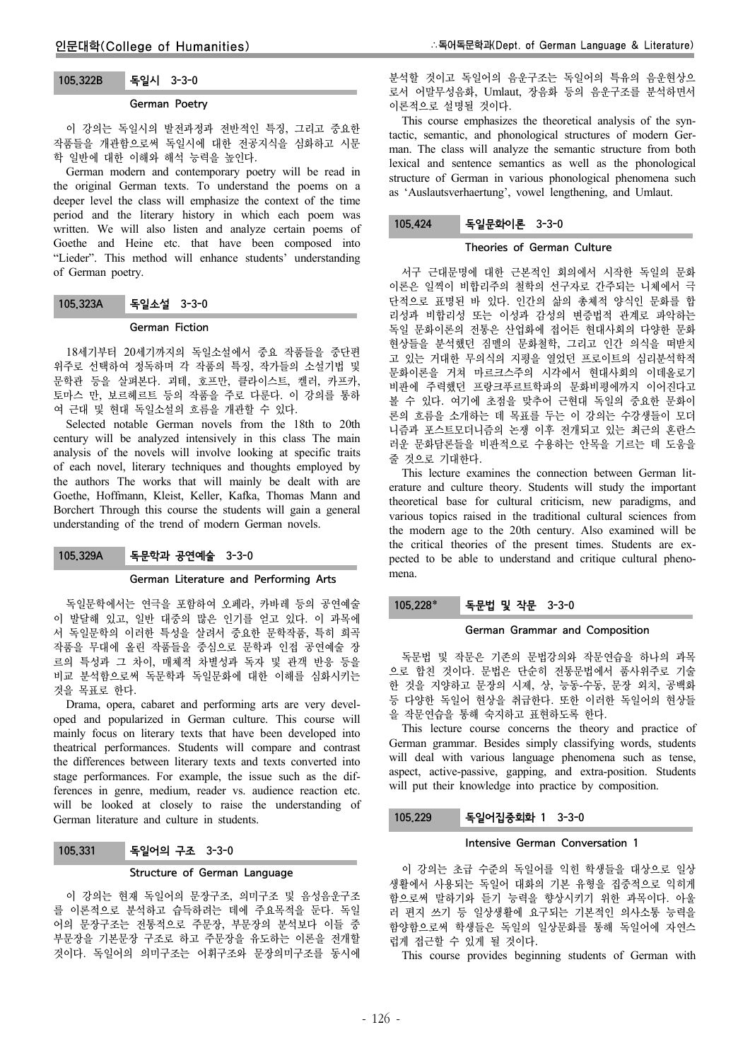### 105.322B 독일시 3-3-0

#### German Poetry

이 강의는 독일시의 발전과정과 전반적인 특징, 그리고 중요한 작품들을 개관함으로써 독일시에 대한 전공지식을 심화하고 시문학 일반에 대한 이해와 해석 능력을 높인다.

German modern and contemporary poetry will be read in the original German texts. To understand the poems on a deeper level the class will emphasize the context of the time period and the literary history in which each poem was written. We will also listen and analyze certain poems of Goethe and Heine etc. that have been composed into “Lieder”. This method will enhance students’ understanding of German poetry.

### 105.323A 독일소설 3-3-0

#### German Fiction

18세기부터 20세기까지의 독일소설에서 중요 작품들을 중단편 위주로 선택하여 정독하며 각 작품의 특징, 작가들의 소설기법 및 문학관 등을 살펴본다. 괴테, 호프만, 클라이스트, 켈러, 카프카, 토마스 만, 보르헤르트 등의 작품을 주로 다룬다. 이 강의를 통하여 근대 및 현대 독일소설의 흐름을 개관할 수 있다.

Selected notable German novels from the 18th to 20th century will be analyzed intensively in this class The main analysis of the novels will involve looking at specific traits of each novel, literary techniques and thoughts employed by the authors The works that will mainly be dealt with are Goethe, Hoffmann, Kleist, Keller, Kafka, Thomas Mann and Borchert Through this course the students will gain a general understanding of the trend of modern German novels.

### 105.329A 독문학과 공연예술 3-3-0

#### German Literature and Performing Arts

독일문학에서는 연극을 포함하여 오페라, 카바레 등의 공연예술이 발달해 있고, 일반 대중의 많은 인기를 얻고 있다. 이 과목에서 독일문학의 이러한 특성을 살려서 중요한 문학작품, 특히 희곡 작품을 무대에 올린 작품들을 중심으로 문학과 인접 공연예술 장르의 특성과 그 차이, 매체적 차별성과 독자 및 관객 반응 등을 비교 분석함으로써 독문학과 독일문화에 대한 이해를 심화시키는 것을 목표로 한다.

Drama, opera, cabaret and performing arts are very developed and popularized in German culture. This course will mainly focus on literary texts that have been developed into theatrical performances. Students will compare and contrast the differences between literary texts and texts converted into stage performances. For example, the issue such as the differences in genre, medium, reader vs. audience reaction etc. will be looked at closely to raise the understanding of German literature and culture in students.

### 105.331 독일어의 구조 3-3-0

#### Structure of German Language

이 강의는 현재 독일어의 문장구조, 의미구조 및 음성음운구조를 이론적으로 분석하고 습득하려는 데에 주요목적을 둔다. 독일어의 문장구조는 전통적으로 주문장, 부문장의 분석보다 이들 중 부문장을 기본문장 구조로 하고 주문장을 유도하는 이론을 전개할 것이다. 독일어의 의미구조는 어휘구조와 문장의미구조를 동시에 분석할 것이고 독일어의 음운구조는 독일어의 특유의 음운현상으로서 어말무성음화, Umlaut, 장음화 등의 음운구조를 분석하면서 이론적으로 설명될 것이다.

This course emphasizes the theoretical analysis of the syntactic, semantic, and phonological structures of modern German. The class will analyze the semantic structure from both lexical and sentence semantics as well as the phonological structure of German in various phonological phenomena such as ‘Auslautsverhaertung’, vowel lengthening, and Umlaut.

### 105.424 독일문화이론 3-3-0

#### Theories of German Culture

서구 근대문명에 대한 근본적인 회의에서 시작한 독일의 문화이론은 일찍이 비합리주의 철학의 선구자로 간주되는 니체에서 극단적으로 표명된 바 있다. 인간의 삶의 총체적 양식인 문화를 합리성과 비합리성 또는 이성과 감성의 변증법적 관계로 파악하는 독일 문화이론의 전통은 산업화에 접어든 현대사회의 다양한 문화현상들을 분석했던 짐멜의 문화철학, 그리고 인간 의식을 떠받치고 있는 거대한 무의식의 지평을 열었던 프로이트의 심리분석학적 문화이론을 거쳐 마르크스주의 시각에서 현대사회의 이데올로기 비판에 주력했던 프랑크푸르트학파의 문화비평에까지 이어진다고 볼 수 있다. 여기에 초점을 맞추어 근현대 독일의 중요한 문화이론의 흐름을 소개하는 데 목표를 두는 이 강의는 수강생들이 모더니즘과 포스트모더니즘의 논쟁 이후 전개되고 있는 최근의 혼란스러운 문화담론들을 비판적으로 수용하는 안목을 기르는 데 도움을 줄 것으로 기대한다.

This lecture examines the connection between German literature and culture theory. Students will study the important theoretical base for cultural criticism, new paradigms, and various topics raised in the traditional cultural sciences from the modern age to the 20th century. Also examined will be the critical theories of the present times. Students are expected to be able to understand and critique cultural phenomena.

### 105.228* 독문법 및 작문 3-3-0

#### German Grammar and Composition

독문법 및 작문은 기존의 문법강의와 작문연습을 하나의 과목으로 합친 것이다. 문법은 단순히 전통문법에서 품사위주로 기술한 것을 지양하고 문장의 시제, 상, 능동-수동, 문장 외치, 공백화 등 다양한 독일어 현상을 취급한다. 또한 이러한 독일어의 현상들을 작문연습을 통해 숙지하고 표현하도록 한다.

This lecture course concerns the theory and practice of German grammar. Besides simply classifying words, students will deal with various language phenomena such as tense, aspect, active-passive, gapping, and extra-position. Students will put their knowledge into practice by composition.

### 105.229 독일어집중회화 1 3-3-0

#### Intensive German Conversation 1

이 강의는 초급 수준의 독일어를 익힌 학생들을 대상으로 일상생활에서 사용되는 독일어 대화의 기본 유형을 집중적으로 익히게 함으로써 말하기와 듣기 능력을 향상시키기 위한 과목이다. 아울러 편지 쓰기 등 일상생활에 요구되는 기본적인 의사소통 능력을 함양함으로써 학생들은 독일의 일상문화를 통해 독일어에 자연스럽게 접근할 수 있게 될 것이다.

This course provides beginning students of German with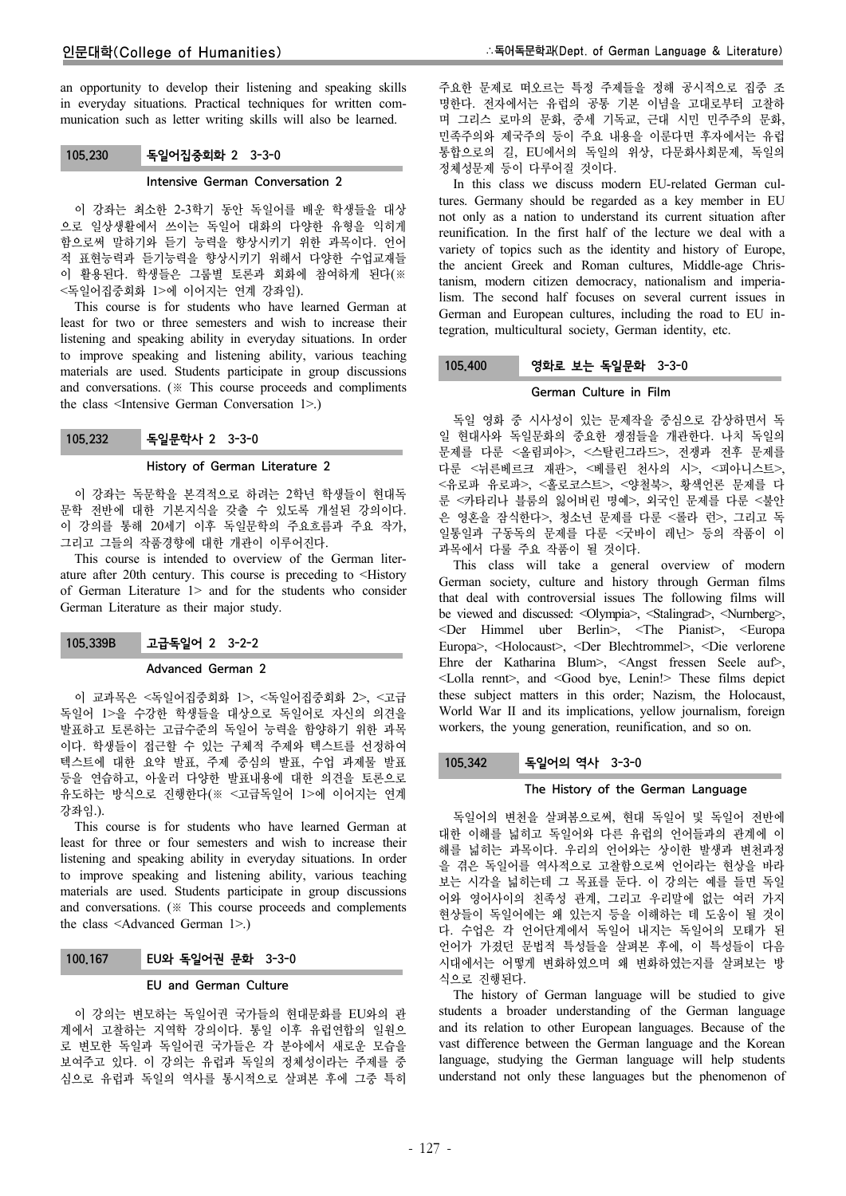an opportunity to develop their listening and speaking skills in everyday situations. Practical techniques for written communication such as letter writing skills will also be learned.

### 105.230 독일어집중회화 2 3-3-0

#### Intensive German Conversation 2

이 강좌는 최소한 2-3학기 동안 독일어를 배운 학생들을 대상으로 일상생활에서 쓰이는 독일어 대화의 다양한 유형을 익히게 함으로써 말하기와 듣기 능력을 향상시키기 위한 과목이다. 언어적 표현능력과 듣기능력을 향상시키기 위해서 다양한 수업교재들이 활용된다. 학생들은 그룹별 토론과 회화에 참여하게 된다(※ <독일어집중회화 1>에 이어지는 연계 강좌임).

This course is for students who have learned German at least for two or three semesters and wish to increase their listening and speaking ability in everyday situations. In order to improve speaking and listening ability, various teaching materials are used. Students participate in group discussions and conversations. (※ This course proceeds and compliments the class <Intensive German Conversation 1>.)

### 105.232 독일문학사 2 3-3-0

#### History of German Literature 2

이 강좌는 독문학을 본격적으로 하려는 2학년 학생들이 현대독문학 전반에 대한 기본지식을 갖출 수 있도록 개설된 강의이다. 이 강의를 통해 20세기 이후 독일문학의 주요흐름과 주요 작가, 그리고 그들의 작품경향에 대한 개관이 이루어진다.

This course is intended to overview of the German literature after 20th century. This course is preceding to <History of German Literature 1> and for the students who consider German Literature as their major study.

### 105.339B 고급독일어 2 3-2-2

#### Advanced German 2

이 교과목은 <독일어집중회화 1>, <독일어집중회화 2>, <고급독일어 1>을 수강한 학생들을 대상으로 독일어로 자신의 의견을 발표하고 토론하는 고급수준의 독일어 능력을 함양하기 위한 과목이다. 학생들이 접근할 수 있는 구체적 주제와 텍스트를 선정하여 텍스트에 대한 요약 발표, 주제 중심의 발표, 수업 과제물 발표 등을 연습하고, 아울러 다양한 발표내용에 대한 의견을 토론으로 유도하는 방식으로 진행한다(※ <고급독일어 1>에 이어지는 연계 강좌임.).

This course is for students who have learned German at least for three or four semesters and wish to increase their listening and speaking ability in everyday situations. In order to improve speaking and listening ability, various teaching materials are used. Students participate in group discussions and conversations. (※ This course proceeds and complements the class <Advanced German 1>.)

### 100.167 EU와 독일어권 문화 3-3-0

#### EU and German Culture

이 강의는 변모하는 독일어권 국가들의 현대문화를 EU와의 관계에서 고찰하는 지역학 강의이다. 통일 이후 유럽연합의 일원으로 변모한 독일과 독일어권 국가들은 각 분야에서 새로운 모습을 보여주고 있다. 이 강의는 유럽과 독일의 정체성이라는 주제를 중심으로 유럽과 독일의 역사를 통시적으로 살펴본 후에 그중 특히 주요한 문제로 떠오르는 특정 주제들을 정해 공시적으로 집중 조명한다. 전자에서는 유럽의 공통 기본 이념을 고대로부터 고찰하며 그리스 로마의 문화, 중세 기독교, 근대 시민 민주주의 문화, 민족주의와 제국주의 등이 주요 내용을 이룬다면 후자에서는 유럽 통합으로의 길, EU에서의 독일의 위상, 다문화사회문제, 독일의 정체성문제 등이 다루어질 것이다.

In this class we discuss modern EU-related German cultures. Germany should be regarded as a key member in EU not only as a nation to understand its current situation after reunification. In the first half of the lecture we deal with a variety of topics such as the identity and history of Europe, the ancient Greek and Roman cultures, Middle-age Christanism, modern citizen democracy, nationalism and imperialism. The second half focuses on several current issues in German and European cultures, including the road to EU integration, multicultural society, German identity, etc.

### 105.400 영화로 보는 독일문화 3-3-0

#### German Culture in Film

독일 영화 중 시사성이 있는 문제작을 중심으로 감상하면서 독일 현대사와 독일문화의 중요한 쟁점들을 개관한다. 나치 독일의 문제를 다룬 <올림피아>, <스탈린그라드>, 전쟁과 전후 문제를 다룬 <뉘른베르크 재판>, <베를린 천사의 시>, <피아니스트>, <유로파 유로파>, <홀로코스트>, <양철북>, 황색언론 문제를 다룬 <카타리나 블룸의 잃어버린 명예>, 외국인 문제를 다룬 <불안은 영혼을 잠식한다>, 청소년 문제를 다룬 <롤라 런>, 그리고 독일통일과 구동독의 문제를 다룬 <굿바이 레닌> 등의 작품이 이 과목에서 다룰 주요 작품이 될 것이다.

This class will take a general overview of modern German society, culture and history through German films that deal with controversial issues The following films will be viewed and discussed: <Olympia>, <Stalingrad>, <Nurnberg>, <Der Himmel uber Berlin>, <The Pianist>, <Europa Europa>, <Holocaust>, <Der Blechtrommel>, <Die verlorene Ehre der Katharina Blum>, <Angst fressen Seele auf>, <Lolla rennt>, and <Good bye, Lenin!> These films depict these subject matters in this order; Nazism, the Holocaust, World War II and its implications, yellow journalism, foreign workers, the young generation, reunification, and so on.

### 105.342 독일어의 역사 3-3-0

#### The History of the German Language

독일어의 변천을 살펴봄으로써, 현대 독일어 및 독일어 전반에 대한 이해를 넓히고 독일어와 다른 유럽의 언어들과의 관계에 이해를 넓히는 과목이다. 우리의 언어와는 상이한 발생과 변천과정을 겪은 독일어를 역사적으로 고찰함으로써 언어라는 현상을 바라보는 시각을 넓히는데 그 목표를 둔다. 이 강의는 예를 들면 독일어와 영어사이의 친족성 관계, 그리고 우리말에 없는 여러 가지 현상들이 독일어에는 왜 있는지 등을 이해하는 데 도움이 될 것이다. 수업은 각 언어단계에서 독일어 내지는 독일어의 모태가 된 언어가 가졌던 문법적 특성들을 살펴본 후에, 이 특성들이 다음 시대에서는 어떻게 변화하였으며 왜 변화하였는지를 살펴보는 방식으로 진행된다.

The history of German language will be studied to give students a broader understanding of the German language and its relation to other European languages. Because of the vast difference between the German language and the Korean language, studying the German language will help students understand not only these languages but the phenomenon of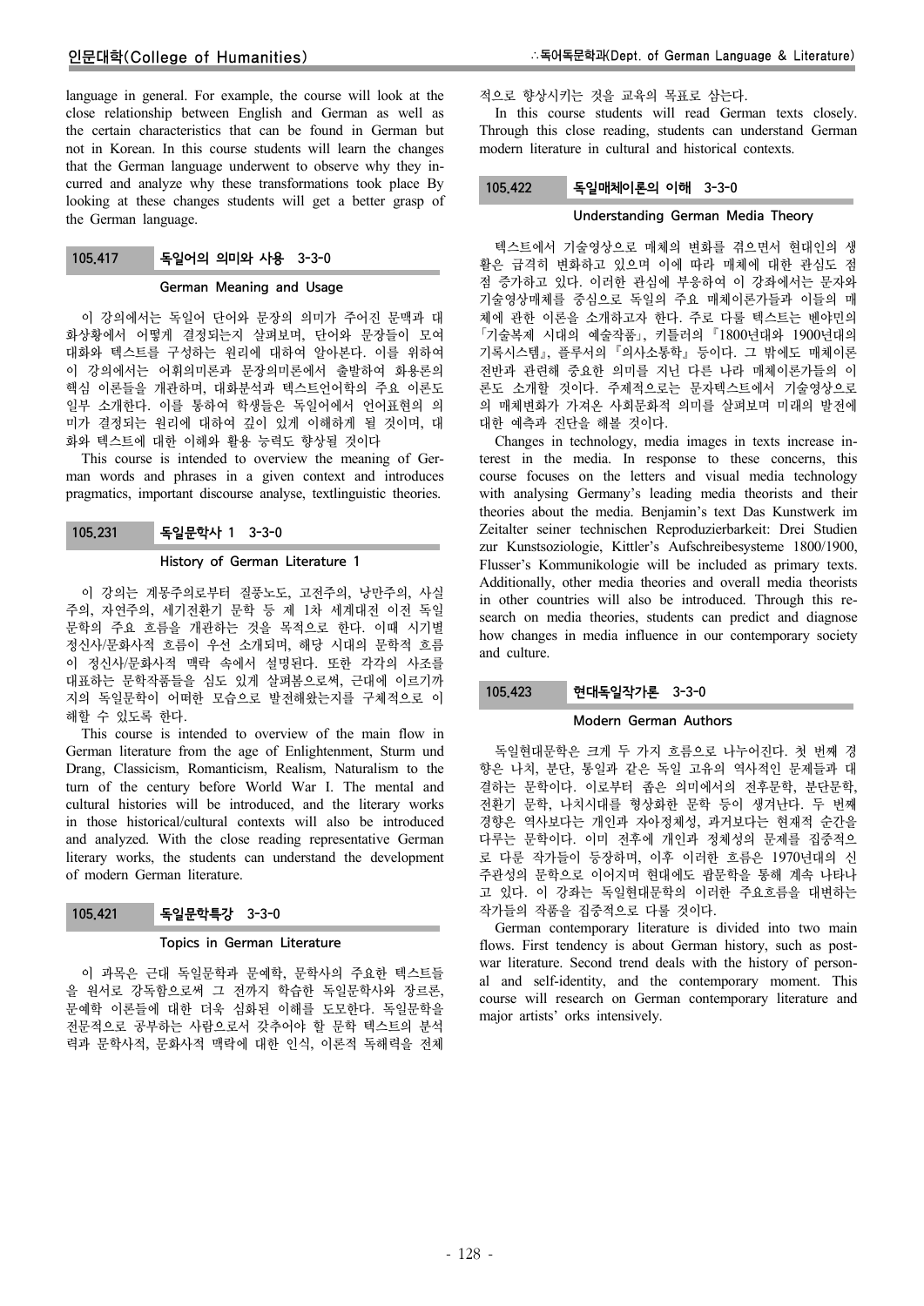language in general. For example, the course will look at the close relationship between English and German as well as the certain characteristics that can be found in German but not in Korean. In this course students will learn the changes that the German language underwent to observe why they incurred and analyze why these transformations took place By looking at these changes students will get a better grasp of the German language.

### 105.417 독일어의 의미와 사용 3-3-0

#### German Meaning and Usage

이 강의에서는 독일어 단어와 문장의 의미가 주어진 문맥과 대화상황에서 어떻게 결정되는지 살펴보며, 단어와 문장들이 모여 대화와 텍스트를 구성하는 원리에 대하여 알아본다. 이를 위하여 이 강의에서는 어휘의미론과 문장의미론에서 출발하여 화용론의 핵심 이론들을 개관하며, 대화분석과 텍스트언어학의 주요 이론도 일부 소개한다. 이를 통하여 학생들은 독일어에서 언어표현의 의미가 결정되는 원리에 대하여 깊이 있게 이해하게 될 것이며, 대화와 텍스트에 대한 이해와 활용 능력도 향상될 것이다

This course is intended to overview the meaning of German words and phrases in a given context and introduces pragmatics, important discourse analyse, textlinguistic theories.

### 105.231 독일문학사 1 3-3-0

#### History of German Literature 1

이 강의는 계몽주의로부터 질풍노도, 고전주의, 낭만주의, 사실주의, 자연주의, 세기전환기 문학 등 제 1차 세계대전 이전 독일문학의 주요 흐름을 개관하는 것을 목적으로 한다. 이때 시기별 정신사/문화사적 흐름이 우선 소개되며, 해당 시대의 문학적 흐름이 정신사/문화사적 맥락 속에서 설명된다. 또한 각각의 사조를 대표하는 문학작품들을 심도 있게 살펴봄으로써, 근대에 이르기까지의 독일문학이 어떠한 모습으로 발전해왔는지를 구체적으로 이해할 수 있도록 한다.

This course is intended to overview of the main flow in German literature from the age of Enlightenment, Sturm und Drang, Classicism, Romanticism, Realism, Naturalism to the turn of the century before World War I. The mental and cultural histories will be introduced, and the literary works in those historical/cultural contexts will also be introduced and analyzed. With the close reading representative German literary works, the students can understand the development of modern German literature.

### 105.421 독일문학특강 3-3-0

#### Topics in German Literature

이 과목은 근대 독일문학과 문예학, 문학사의 주요한 텍스트들을 원서로 강독함으로써 그 전까지 학습한 독일문학사와 장르론, 문예학 이론들에 대한 더욱 심화된 이해를 도모한다. 독일문학을 전문적으로 공부하는 사람으로서 갖추어야 할 문학 텍스트의 분석력과 문학사적, 문화사적 맥락에 대한 인식, 이론적 독해력을 전체적으로 향상시키는 것을 교육의 목표로 삼는다.

In this course students will read German texts closely. Through this close reading, students can understand German modern literature in cultural and historical contexts.

### 105.422 독일매체이론의 이해 3-3-0

#### Understanding German Media Theory

텍스트에서 기술영상으로 매체의 변화를 겪으면서 현대인의 생활은 급격히 변화하고 있으며 이에 따라 매체에 대한 관심도 점점 증가하고 있다. 이러한 관심에 부응하여 이 강좌에서는 문자와 기술영상매체를 중심으로 독일의 주요 매체이론가들과 이들의 매체에 관한 이론을 소개하고자 한다. 주로 다룰 텍스트는 벤야민의 「기술복제 시대의 예술작품」, 키틀러의 『1800년대와 1900년대의 기록시스템』, 플루서의 『의사소통학』 등이다. 그 밖에도 매체이론 전반과 관련해 중요한 의미를 지닌 다른 나라 매체이론가들의 이론도 소개할 것이다. 주제적으로는 문자텍스트에서 기술영상으로의 매체변화가 가져온 사회문화적 의미를 살펴보며 미래의 발전에 대한 예측과 진단을 해볼 것이다.

Changes in technology, media images in texts increase interest in the media. In response to these concerns, this course focuses on the letters and visual media technology with analysing Germany's leading media theorists and their theories about the media. Benjamin's text Das Kunstwerk im Zeitalter seiner technischen Reproduzierbarkeit: Drei Studien zur Kunstsoziologie, Kittler's Aufschreibesysteme 1800/1900, Flusser's Kommunikologie will be included as primary texts. Additionally, other media theories and overall media theorists in other countries will also be introduced. Through this research on media theories, students can predict and diagnose how changes in media influence in our contemporary society and culture.

### 105.423 현대독일작가론 3-3-0

#### Modern German Authors

독일현대문학은 크게 두 가지 흐름으로 나누어진다. 첫 번째 경향은 나치, 분단, 통일과 같은 독일 고유의 역사적인 문제들과 대결하는 문학이다. 이로부터 좁은 의미에서의 전후문학, 분단문학, 전환기 문학, 나치시대를 형상화한 문학 등이 생겨난다. 두 번째 경향은 역사보다는 개인과 자아정체성, 과거보다는 현재적 순간을 다루는 문학이다. 이미 전후에 개인과 정체성의 문제를 집중적으로 다룬 작가들이 등장하며, 이후 이러한 흐름은 1970년대의 신주관성의 문학으로 이어지며 현대에도 팝문학을 통해 계속 나타나고 있다. 이 강좌는 독일현대문학의 이러한 주요흐름을 대변하는 작가들의 작품을 집중적으로 다룰 것이다.

German contemporary literature is divided into two main flows. First tendency is about German history, such as postwar literature. Second trend deals with the history of personal and self-identity, and the contemporary moment. This course will research on German contemporary literature and major artists' orks intensively.